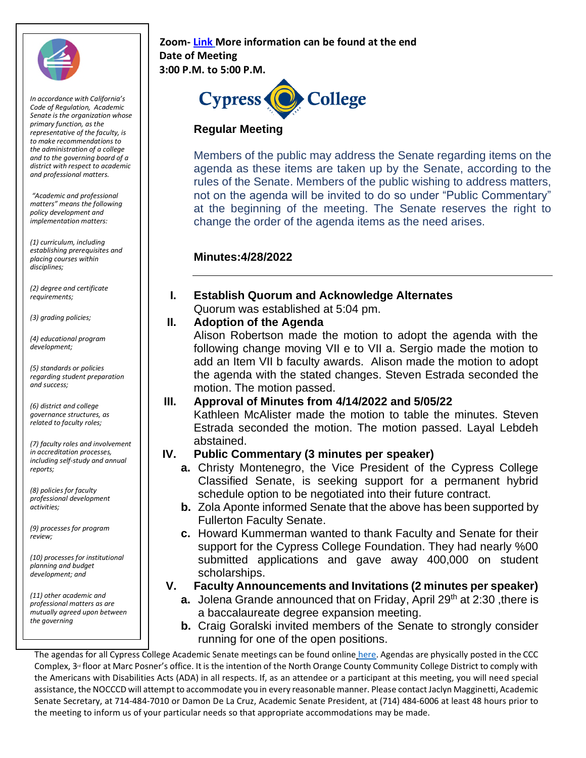Zoom- [Link](#) More information can be found at the end
Date of Meeting
3:00 P.M. to 5:00 P.M.

Cypress College

**Regular Meeting**

Members of the public may address the Senate regarding items on the agenda as these items are taken up by the Senate, according to the rules of the Senate. Members of the public wishing to address matters, not on the agenda will be invited to do so under "Public Commentary" at the beginning of the meeting. The Senate reserves the right to change the order of the agenda items as the need arises.

*In accordance with California's Code of Regulation, Academic Senate is the organization whose primary function, as the representative of the faculty, is to make recommendations to the administration of a college and to the governing board of a district with respect to academic and professional matters.*

*"Academic and professional matters" means the following policy development and implementation matters:*

*(1) curriculum, including establishing prerequisites and placing courses within disciplines;*

*(2) degree and certificate requirements;*

*(3) grading policies;*

*(4) educational program development;*

*(5) standards or policies regarding student preparation and success;*

*(6) district and college governance structures, as related to faculty roles;*

*(7) faculty roles and involvement in accreditation processes, including self-study and annual reports;*

*(8) policies for faculty professional development activities;*

*(9) processes for program review;*

*(10) processes for institutional planning and budget development; and*

*(11) other academic and professional matters as are mutually agreed upon between the governing*

## Minutes:4/28/2022

---

**I. Establish Quorum and Acknowledge Alternates**

Quorum was established at 5:04 pm.

**II. Adoption of the Agenda**

Alison Robertson made the motion to adopt the agenda with the following change moving VII e to VII a. Sergio made the motion to add an Item VII b faculty awards. Alison made the motion to adopt the agenda with the stated changes. Steven Estrada seconded the motion. The motion passed.

**III. Approval of Minutes from 4/14/2022 and 5/05/22**

Kathleen McAlister made the motion to table the minutes. Steven Estrada seconded the motion. The motion passed. Layal Lebdeh abstained.

**IV. Public Commentary (3 minutes per speaker)**

- **a.** Christy Montenegro, the Vice President of the Cypress College Classified Senate, is seeking support for a permanent hybrid schedule option to be negotiated into their future contract.
- **b.** Zola Aponte informed Senate that the above has been supported by Fullerton Faculty Senate.
- **c.** Howard Kummerman wanted to thank Faculty and Senate for their support for the Cypress College Foundation. They had nearly %00 submitted applications and gave away 400,000 on student scholarships.

**V. Faculty Announcements and Invitations (2 minutes per speaker)**

- **a.** Jolena Grande announced that on Friday, April 29th at 2:30 ,there is a baccalaureate degree expansion meeting.
- **b.** Craig Goralski invited members of the Senate to strongly consider running for one of the open positions.

The agendas for all Cypress College Academic Senate meetings can be found online [here](#). Agendas are physically posted in the CCC Complex, 3rd floor at Marc Posner's office. It is the intention of the North Orange County Community College District to comply with the Americans with Disabilities Acts (ADA) in all respects. If, as an attendee or a participant at this meeting, you will need special assistance, the NOCCCD will attempt to accommodate you in every reasonable manner. Please contact Jaclyn Magginetti, Academic Senate Secretary, at 714-484-7010 or Damon De La Cruz, Academic Senate President, at (714) 484-6006 at least 48 hours prior to the meeting to inform us of your particular needs so that appropriate accommodations may be made.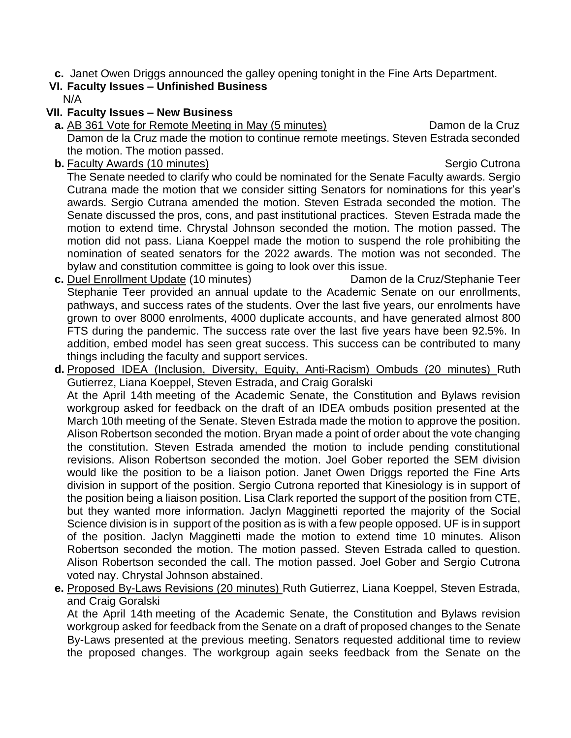**c.** Janet Owen Driggs announced the galley opening tonight in the Fine Arts Department.

**VI. Faculty Issues – Unfinished Business**

N/A

**VII. Faculty Issues – New Business**

**a.** AB 361 Vote for Remote Meeting in May (5 minutes) Damon de la Cruz

Damon de la Cruz made the motion to continue remote meetings. Steven Estrada seconded the motion. The motion passed.

**b.** Faculty Awards (10 minutes) Sergio Cutrona

The Senate needed to clarify who could be nominated for the Senate Faculty awards. Sergio Cutrana made the motion that we consider sitting Senators for nominations for this year's awards. Sergio Cutrana amended the motion. Steven Estrada seconded the motion. The Senate discussed the pros, cons, and past institutional practices. Steven Estrada made the motion to extend time. Chrystal Johnson seconded the motion. The motion passed. The motion did not pass. Liana Koeppel made the motion to suspend the role prohibiting the nomination of seated senators for the 2022 awards. The motion was not seconded. The bylaw and constitution committee is going to look over this issue.

**c.** Duel Enrollment Update (10 minutes) Damon de la Cruz/Stephanie Teer

Stephanie Teer provided an annual update to the Academic Senate on our enrollments, pathways, and success rates of the students. Over the last five years, our enrolments have grown to over 8000 enrolments, 4000 duplicate accounts, and have generated almost 800 FTS during the pandemic. The success rate over the last five years have been 92.5%. In addition, embed model has seen great success. This success can be contributed to many things including the faculty and support services.

**d.** Proposed IDEA (Inclusion, Diversity, Equity, Anti-Racism) Ombuds (20 minutes) Ruth Gutierrez, Liana Koeppel, Steven Estrada, and Craig Goralski

At the April 14th meeting of the Academic Senate, the Constitution and Bylaws revision workgroup asked for feedback on the draft of an IDEA ombuds position presented at the March 10th meeting of the Senate. Steven Estrada made the motion to approve the position. Alison Robertson seconded the motion. Bryan made a point of order about the vote changing the constitution. Steven Estrada amended the motion to include pending constitutional revisions. Alison Robertson seconded the motion. Joel Gober reported the SEM division would like the position to be a liaison potion. Janet Owen Driggs reported the Fine Arts division in support of the position. Sergio Cutrona reported that Kinesiology is in support of the position being a liaison position. Lisa Clark reported the support of the position from CTE, but they wanted more information. Jaclyn Magginetti reported the majority of the Social Science division is in support of the position as is with a few people opposed. UF is in support of the position. Jaclyn Magginetti made the motion to extend time 10 minutes. Alison Robertson seconded the motion. The motion passed. Steven Estrada called to question. Alison Robertson seconded the call. The motion passed. Joel Gober and Sergio Cutrona voted nay. Chrystal Johnson abstained.

**e.** Proposed By-Laws Revisions (20 minutes) Ruth Gutierrez, Liana Koeppel, Steven Estrada, and Craig Goralski

At the April 14th meeting of the Academic Senate, the Constitution and Bylaws revision workgroup asked for feedback from the Senate on a draft of proposed changes to the Senate By-Laws presented at the previous meeting. Senators requested additional time to review the proposed changes. The workgroup again seeks feedback from the Senate on the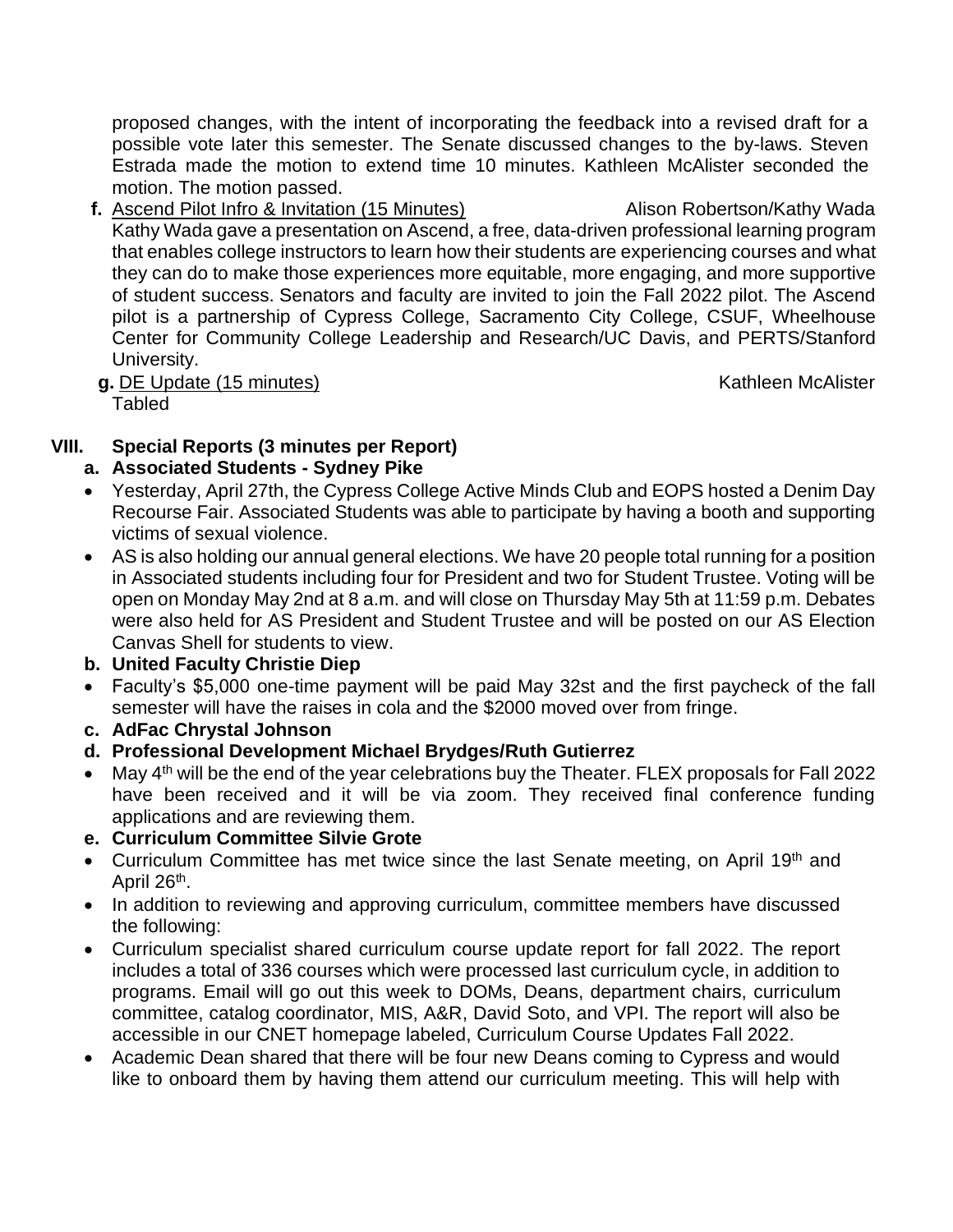proposed changes, with the intent of incorporating the feedback into a revised draft for a possible vote later this semester. The Senate discussed changes to the by-laws. Steven Estrada made the motion to extend time 10 minutes. Kathleen McAlister seconded the motion. The motion passed.

**f.** Ascend Pilot Infro & Invitation (15 Minutes) — Alison Robertson/Kathy Wada

Kathy Wada gave a presentation on Ascend, a free, data-driven professional learning program that enables college instructors to learn how their students are experiencing courses and what they can do to make those experiences more equitable, more engaging, and more supportive of student success. Senators and faculty are invited to join the Fall 2022 pilot. The Ascend pilot is a partnership of Cypress College, Sacramento City College, CSUF, Wheelhouse Center for Community College Leadership and Research/UC Davis, and PERTS/Stanford University.

**g.** DE Update (15 minutes) — Kathleen McAlister

Tabled

## VIII. Special Reports (3 minutes per Report)

### a. Associated Students - Sydney Pike

- Yesterday, April 27th, the Cypress College Active Minds Club and EOPS hosted a Denim Day Recourse Fair. Associated Students was able to participate by having a booth and supporting victims of sexual violence.
- AS is also holding our annual general elections. We have 20 people total running for a position in Associated students including four for President and two for Student Trustee. Voting will be open on Monday May 2nd at 8 a.m. and will close on Thursday May 5th at 11:59 p.m. Debates were also held for AS President and Student Trustee and will be posted on our AS Election Canvas Shell for students to view.

### b. United Faculty Christie Diep

- Faculty's $5,000 one-time payment will be paid May 32st and the first paycheck of the fall semester will have the raises in cola and the $2000 moved over from fringe.

### c. AdFac Chrystal Johnson

### d. Professional Development Michael Brydges/Ruth Gutierrez

- May 4th will be the end of the year celebrations buy the Theater. FLEX proposals for Fall 2022 have been received and it will be via zoom. They received final conference funding applications and are reviewing them.

### e. Curriculum Committee Silvie Grote

- Curriculum Committee has met twice since the last Senate meeting, on April 19th and April 26th.
- In addition to reviewing and approving curriculum, committee members have discussed the following:
- Curriculum specialist shared curriculum course update report for fall 2022. The report includes a total of 336 courses which were processed last curriculum cycle, in addition to programs. Email will go out this week to DOMs, Deans, department chairs, curriculum committee, catalog coordinator, MIS, A&R, David Soto, and VPI. The report will also be accessible in our CNET homepage labeled, Curriculum Course Updates Fall 2022.
- Academic Dean shared that there will be four new Deans coming to Cypress and would like to onboard them by having them attend our curriculum meeting. This will help with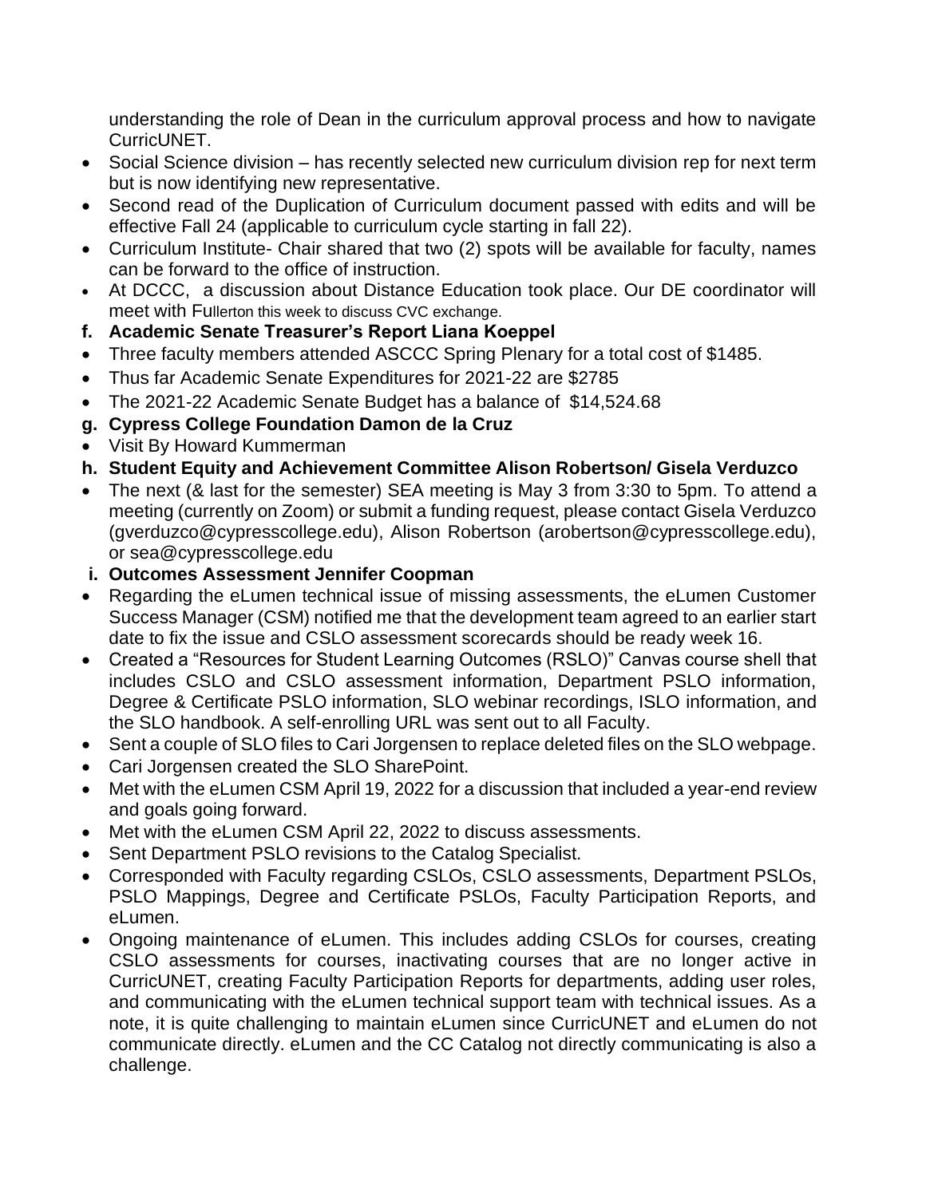understanding the role of Dean in the curriculum approval process and how to navigate CurricUNET.

- Social Science division – has recently selected new curriculum division rep for next term but is now identifying new representative.
- Second read of the Duplication of Curriculum document passed with edits and will be effective Fall 24 (applicable to curriculum cycle starting in fall 22).
- Curriculum Institute- Chair shared that two (2) spots will be available for faculty, names can be forward to the office of instruction.
- At DCCC, a discussion about Distance Education took place. Our DE coordinator will meet with Fullerton this week to discuss CVC exchange.

**f. Academic Senate Treasurer's Report Liana Koeppel**

- Three faculty members attended ASCCC Spring Plenary for a total cost of $1485.
- Thus far Academic Senate Expenditures for 2021-22 are $2785
- The 2021-22 Academic Senate Budget has a balance of $14,524.68

**g. Cypress College Foundation Damon de la Cruz**

- Visit By Howard Kummerman

**h. Student Equity and Achievement Committee Alison Robertson/ Gisela Verduzco**

- The next (& last for the semester) SEA meeting is May 3 from 3:30 to 5pm. To attend a meeting (currently on Zoom) or submit a funding request, please contact Gisela Verduzco (gverduzco@cypresscollege.edu), Alison Robertson (arobertson@cypresscollege.edu), or sea@cypresscollege.edu

**i. Outcomes Assessment Jennifer Coopman**

- Regarding the eLumen technical issue of missing assessments, the eLumen Customer Success Manager (CSM) notified me that the development team agreed to an earlier start date to fix the issue and CSLO assessment scorecards should be ready week 16.
- Created a "Resources for Student Learning Outcomes (RSLO)" Canvas course shell that includes CSLO and CSLO assessment information, Department PSLO information, Degree & Certificate PSLO information, SLO webinar recordings, ISLO information, and the SLO handbook. A self-enrolling URL was sent out to all Faculty.
- Sent a couple of SLO files to Cari Jorgensen to replace deleted files on the SLO webpage.
- Cari Jorgensen created the SLO SharePoint.
- Met with the eLumen CSM April 19, 2022 for a discussion that included a year-end review and goals going forward.
- Met with the eLumen CSM April 22, 2022 to discuss assessments.
- Sent Department PSLO revisions to the Catalog Specialist.
- Corresponded with Faculty regarding CSLOs, CSLO assessments, Department PSLOs, PSLO Mappings, Degree and Certificate PSLOs, Faculty Participation Reports, and eLumen.
- Ongoing maintenance of eLumen. This includes adding CSLOs for courses, creating CSLO assessments for courses, inactivating courses that are no longer active in CurricUNET, creating Faculty Participation Reports for departments, adding user roles, and communicating with the eLumen technical support team with technical issues. As a note, it is quite challenging to maintain eLumen since CurricUNET and eLumen do not communicate directly. eLumen and the CC Catalog not directly communicating is also a challenge.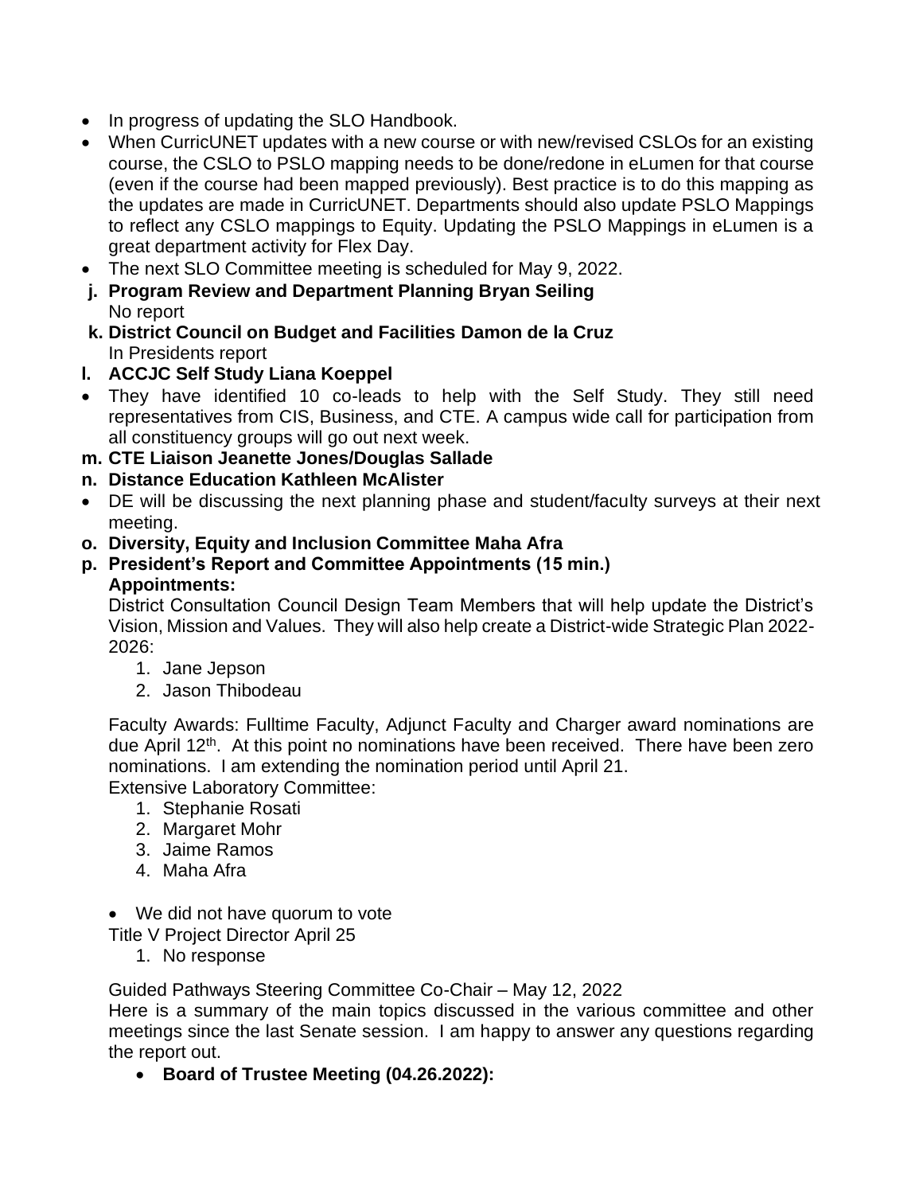- In progress of updating the SLO Handbook.
- When CurricUNET updates with a new course or with new/revised CSLOs for an existing course, the CSLO to PSLO mapping needs to be done/redone in eLumen for that course (even if the course had been mapped previously). Best practice is to do this mapping as the updates are made in CurricUNET. Departments should also update PSLO Mappings to reflect any CSLO mappings to Equity. Updating the PSLO Mappings in eLumen is a great department activity for Flex Day.
- The next SLO Committee meeting is scheduled for May 9, 2022.

**j. Program Review and Department Planning Bryan Seiling**
No report

**k. District Council on Budget and Facilities Damon de la Cruz**
In Presidents report

**l. ACCJC Self Study Liana Koeppel**

- They have identified 10 co-leads to help with the Self Study. They still need representatives from CIS, Business, and CTE. A campus wide call for participation from all constituency groups will go out next week.

**m. CTE Liaison Jeanette Jones/Douglas Sallade**

**n. Distance Education Kathleen McAlister**

- DE will be discussing the next planning phase and student/faculty surveys at their next meeting.

**o. Diversity, Equity and Inclusion Committee Maha Afra**

**p. President's Report and Committee Appointments (15 min.)**

**Appointments:**

District Consultation Council Design Team Members that will help update the District's Vision, Mission and Values. They will also help create a District-wide Strategic Plan 2022-2026:

1. Jane Jepson
2. Jason Thibodeau

Faculty Awards: Fulltime Faculty, Adjunct Faculty and Charger award nominations are due April 12th. At this point no nominations have been received. There have been zero nominations. I am extending the nomination period until April 21.

Extensive Laboratory Committee:

1. Stephanie Rosati
2. Margaret Mohr
3. Jaime Ramos
4. Maha Afra

- We did not have quorum to vote

Title V Project Director April 25

1. No response

Guided Pathways Steering Committee Co-Chair – May 12, 2022

Here is a summary of the main topics discussed in the various committee and other meetings since the last Senate session. I am happy to answer any questions regarding the report out.

- **Board of Trustee Meeting (04.26.2022):**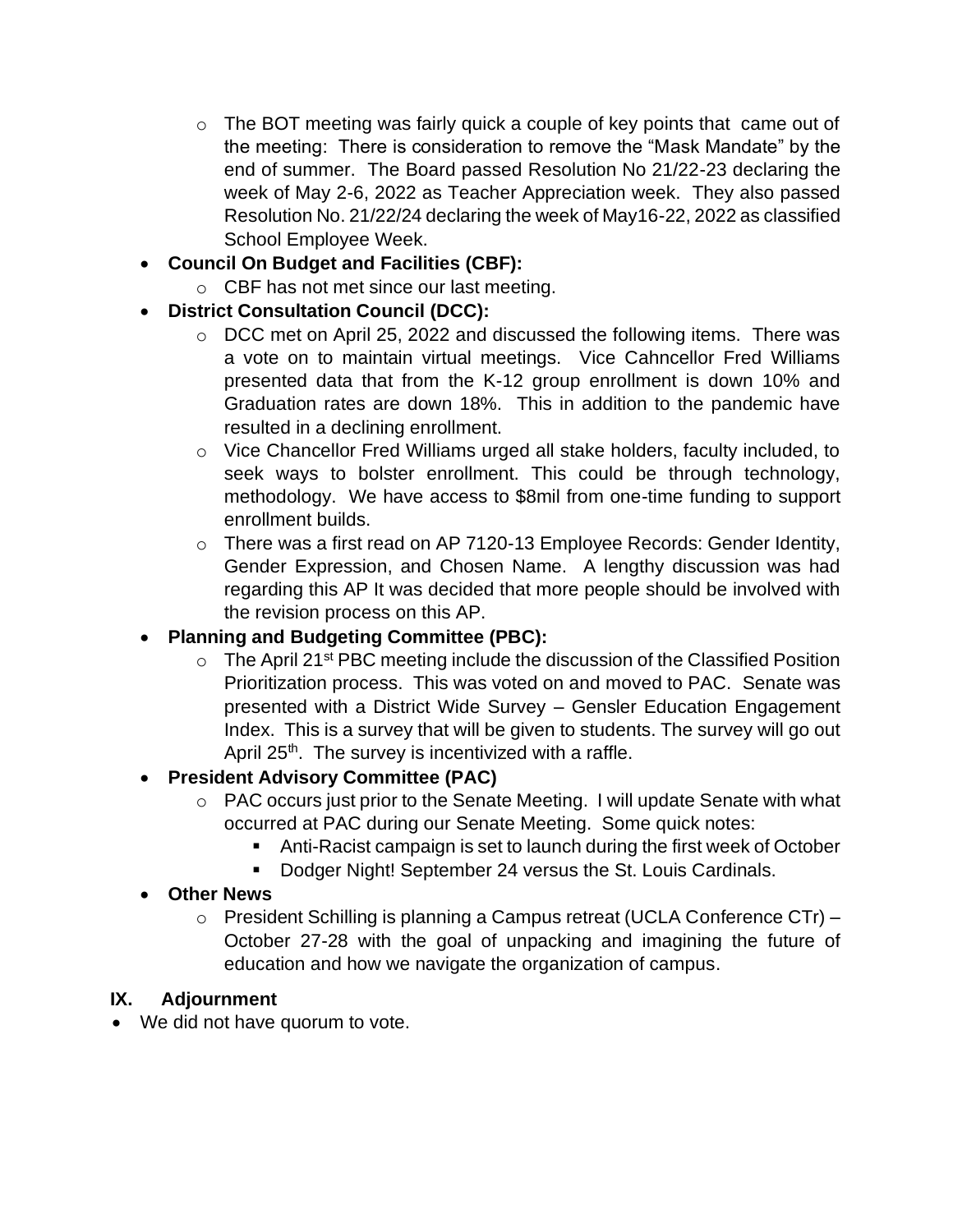- The BOT meeting was fairly quick a couple of key points that came out of the meeting: There is consideration to remove the "Mask Mandate" by the end of summer. The Board passed Resolution No 21/22-23 declaring the week of May 2-6, 2022 as Teacher Appreciation week. They also passed Resolution No. 21/22/24 declaring the week of May16-22, 2022 as classified School Employee Week.
- **Council On Budget and Facilities (CBF):**
  - CBF has not met since our last meeting.
- **District Consultation Council (DCC):**
  - DCC met on April 25, 2022 and discussed the following items. There was a vote on to maintain virtual meetings. Vice Cahncellor Fred Williams presented data that from the K-12 group enrollment is down 10% and Graduation rates are down 18%. This in addition to the pandemic have resulted in a declining enrollment.
  - Vice Chancellor Fred Williams urged all stake holders, faculty included, to seek ways to bolster enrollment. This could be through technology, methodology. We have access to \$8mil from one-time funding to support enrollment builds.
  - There was a first read on AP 7120-13 Employee Records: Gender Identity, Gender Expression, and Chosen Name. A lengthy discussion was had regarding this AP It was decided that more people should be involved with the revision process on this AP.
- **Planning and Budgeting Committee (PBC):**
  - The April 21st PBC meeting include the discussion of the Classified Position Prioritization process. This was voted on and moved to PAC. Senate was presented with a District Wide Survey – Gensler Education Engagement Index. This is a survey that will be given to students. The survey will go out April 25th. The survey is incentivized with a raffle.
- **President Advisory Committee (PAC)**
  - PAC occurs just prior to the Senate Meeting. I will update Senate with what occurred at PAC during our Senate Meeting. Some quick notes:
    - Anti-Racist campaign is set to launch during the first week of October
    - Dodger Night! September 24 versus the St. Louis Cardinals.
- **Other News**
  - President Schilling is planning a Campus retreat (UCLA Conference CTr) – October 27-28 with the goal of unpacking and imagining the future of education and how we navigate the organization of campus.

## IX. Adjournment

- We did not have quorum to vote.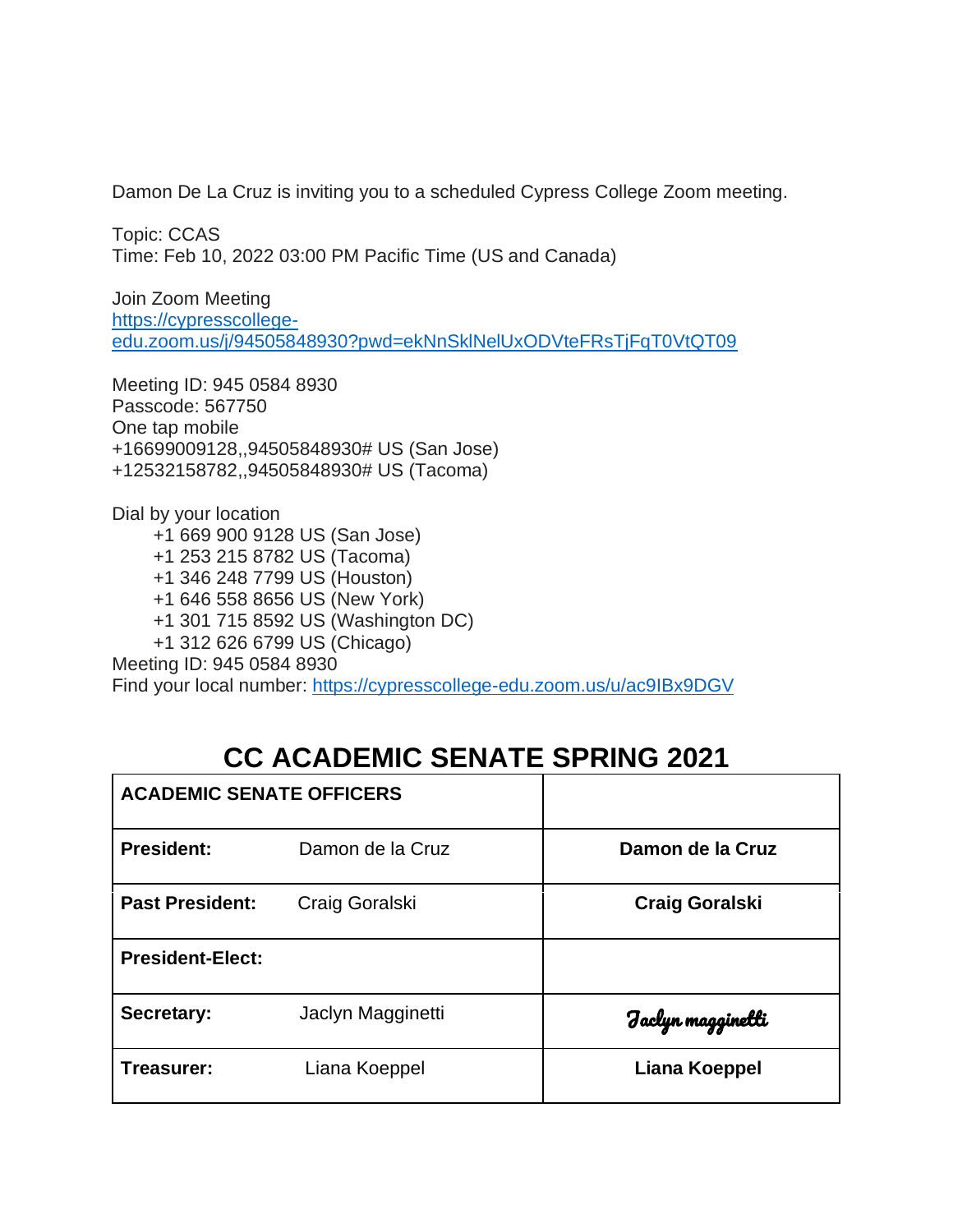Damon De La Cruz is inviting you to a scheduled Cypress College Zoom meeting.

Topic: CCAS
Time: Feb 10, 2022 03:00 PM Pacific Time (US and Canada)

Join Zoom Meeting
https://cypresscollege-edu.zoom.us/j/94505848930?pwd=ekNnSklNelUxODVteFRsTjFqT0VtQT09

Meeting ID: 945 0584 8930
Passcode: 567750
One tap mobile
+16699009128,,94505848930# US (San Jose)
+12532158782,,94505848930# US (Tacoma)

Dial by your location
- +1 669 900 9128 US (San Jose)
- +1 253 215 8782 US (Tacoma)
- +1 346 248 7799 US (Houston)
- +1 646 558 8656 US (New York)
- +1 301 715 8592 US (Washington DC)
- +1 312 626 6799 US (Chicago)

Meeting ID: 945 0584 8930
Find your local number: https://cypresscollege-edu.zoom.us/u/ac9IBx9DGV

# CC ACADEMIC SENATE SPRING 2021

| ACADEMIC SENATE OFFICERS | | |
|---|---|---|
| **President:** | Damon de la Cruz | **Damon de la Cruz** |
| **Past President:** | Craig Goralski | **Craig Goralski** |
| **President-Elect:** | | |
| **Secretary:** | Jaclyn Magginetti | Jaclyn magginetti |
| **Treasurer:** | Liana Koeppel | **Liana Koeppel** |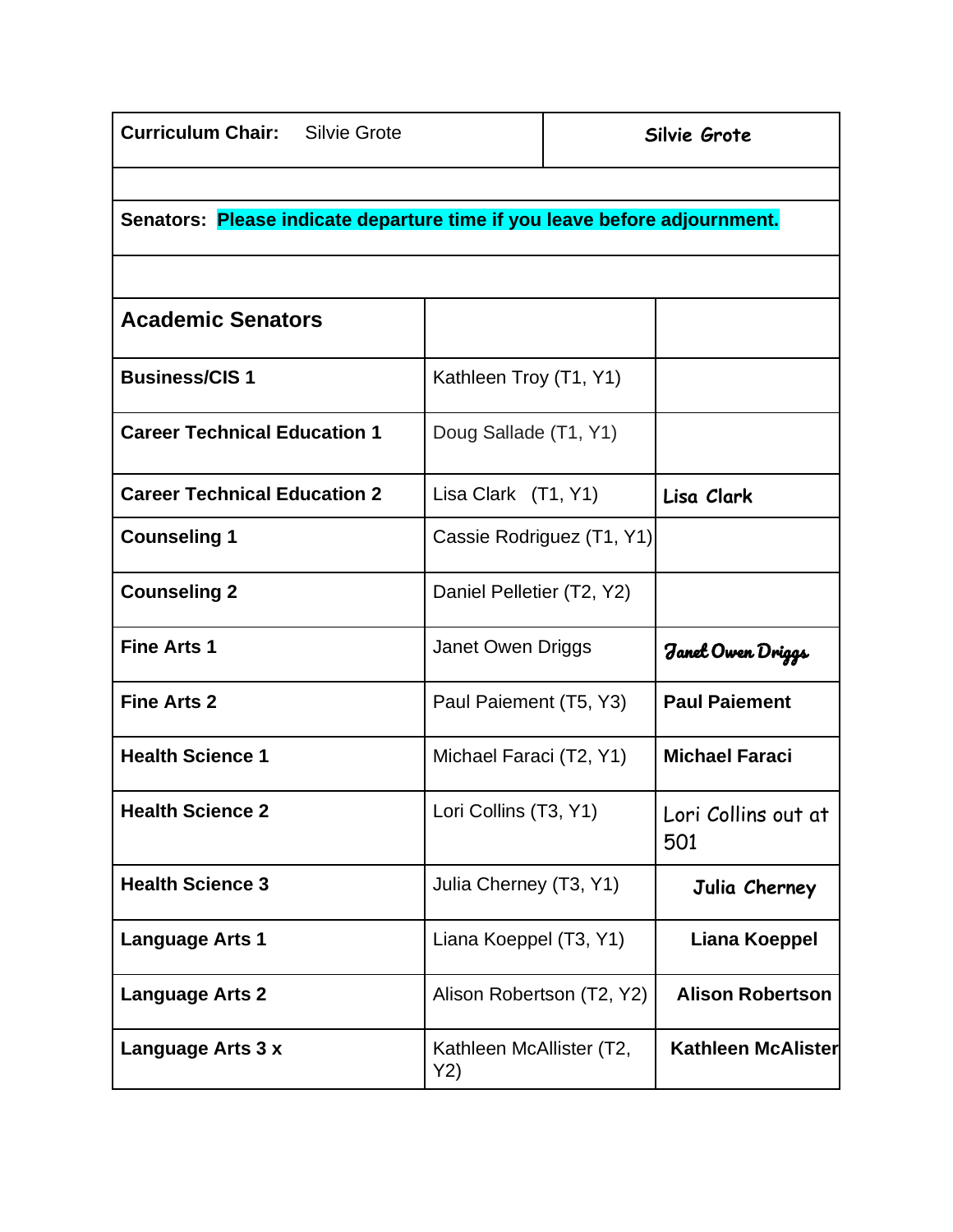| **Curriculum Chair:** Silvie Grote | Silvie Grote |
|---|---|
| | |
| **Senators: Please indicate departure time if you leave before adjournment.** | |
| | |

| **Academic Senators** | | |
|---|---|---|
| **Business/CIS 1** | Kathleen Troy (T1, Y1) | |
| **Career Technical Education 1** | Doug Sallade (T1, Y1) | |
| **Career Technical Education 2** | Lisa Clark (T1, Y1) | Lisa Clark |
| **Counseling 1** | Cassie Rodriguez (T1, Y1) | |
| **Counseling 2** | Daniel Pelletier (T2, Y2) | |
| **Fine Arts 1** | Janet Owen Driggs | Janet Owen Driggs |
| **Fine Arts 2** | Paul Paiement (T5, Y3) | **Paul Paiement** |
| **Health Science 1** | Michael Faraci (T2, Y1) | **Michael Faraci** |
| **Health Science 2** | Lori Collins (T3, Y1) | Lori Collins out at 501 |
| **Health Science 3** | Julia Cherney (T3, Y1) | Julia Cherney |
| **Language Arts 1** | Liana Koeppel (T3, Y1) | **Liana Koeppel** |
| **Language Arts 2** | Alison Robertson (T2, Y2) | **Alison Robertson** |
| **Language Arts 3 x** | Kathleen McAllister (T2, Y2) | **Kathleen McAlister** |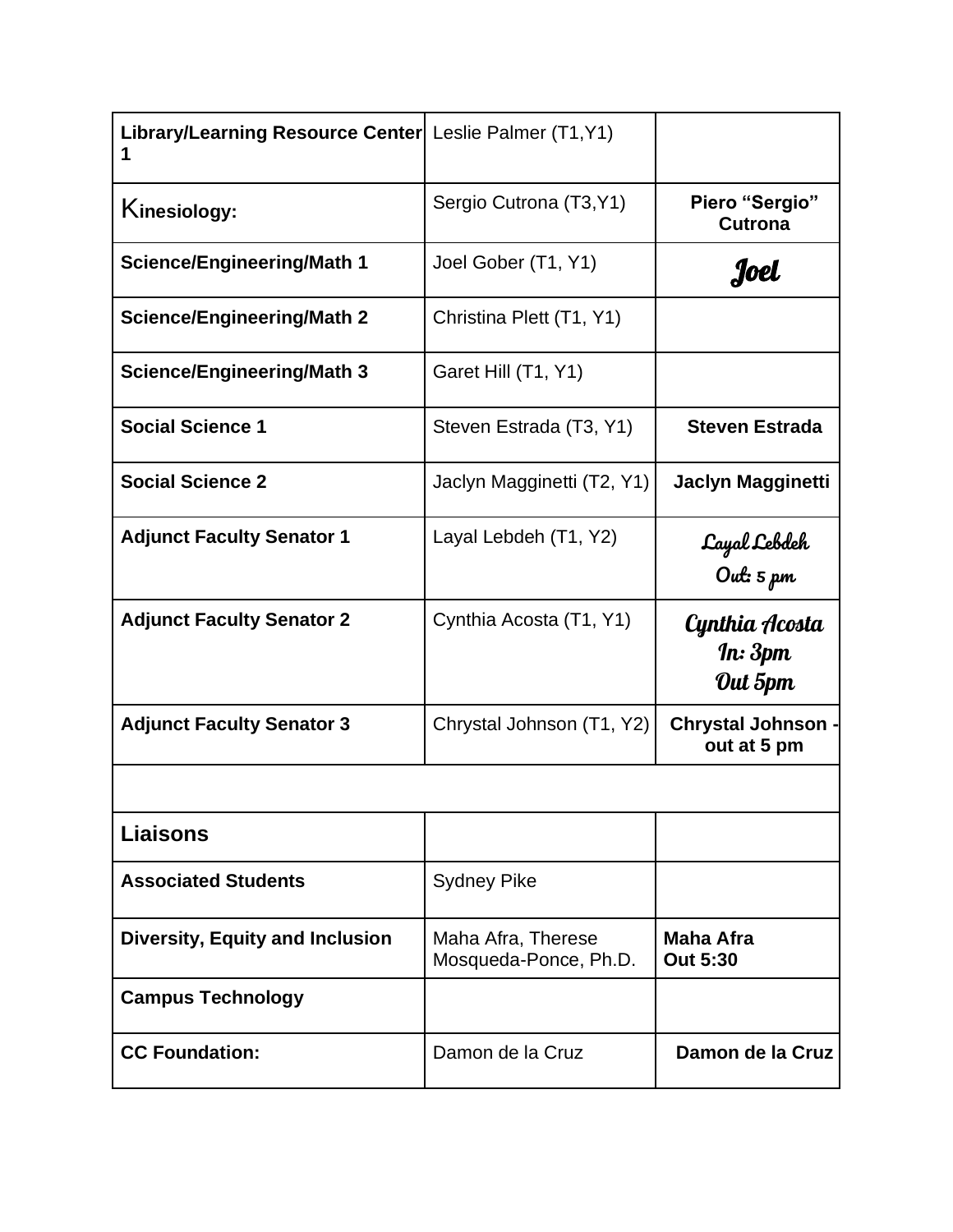| **Library/Learning Resource Center 1** | Leslie Palmer (T1,Y1) | |
|---|---|---|
| **Kinesiology:** | Sergio Cutrona (T3,Y1) | **Piero "Sergio" Cutrona** |
| **Science/Engineering/Math 1** | Joel Gober (T1, Y1) | Joel |
| **Science/Engineering/Math 2** | Christina Plett (T1, Y1) | |
| **Science/Engineering/Math 3** | Garet Hill (T1, Y1) | |
| **Social Science 1** | Steven Estrada (T3, Y1) | **Steven Estrada** |
| **Social Science 2** | Jaclyn Magginetti (T2, Y1) | **Jaclyn Magginetti** |
| **Adjunct Faculty Senator 1** | Layal Lebdeh (T1, Y2) | Layal Lebdeh Out: 5 pm |
| **Adjunct Faculty Senator 2** | Cynthia Acosta (T1, Y1) | Cynthia Acosta In: 3pm Out 5pm |
| **Adjunct Faculty Senator 3** | Chrystal Johnson (T1, Y2) | **Chrystal Johnson - out at 5 pm** |
| | | |
| **Liaisons** | | |
| **Associated Students** | Sydney Pike | |
| **Diversity, Equity and Inclusion** | Maha Afra, Therese Mosqueda-Ponce, Ph.D. | **Maha Afra Out 5:30** |
| **Campus Technology** | | |
| **CC Foundation:** | Damon de la Cruz | **Damon de la Cruz** |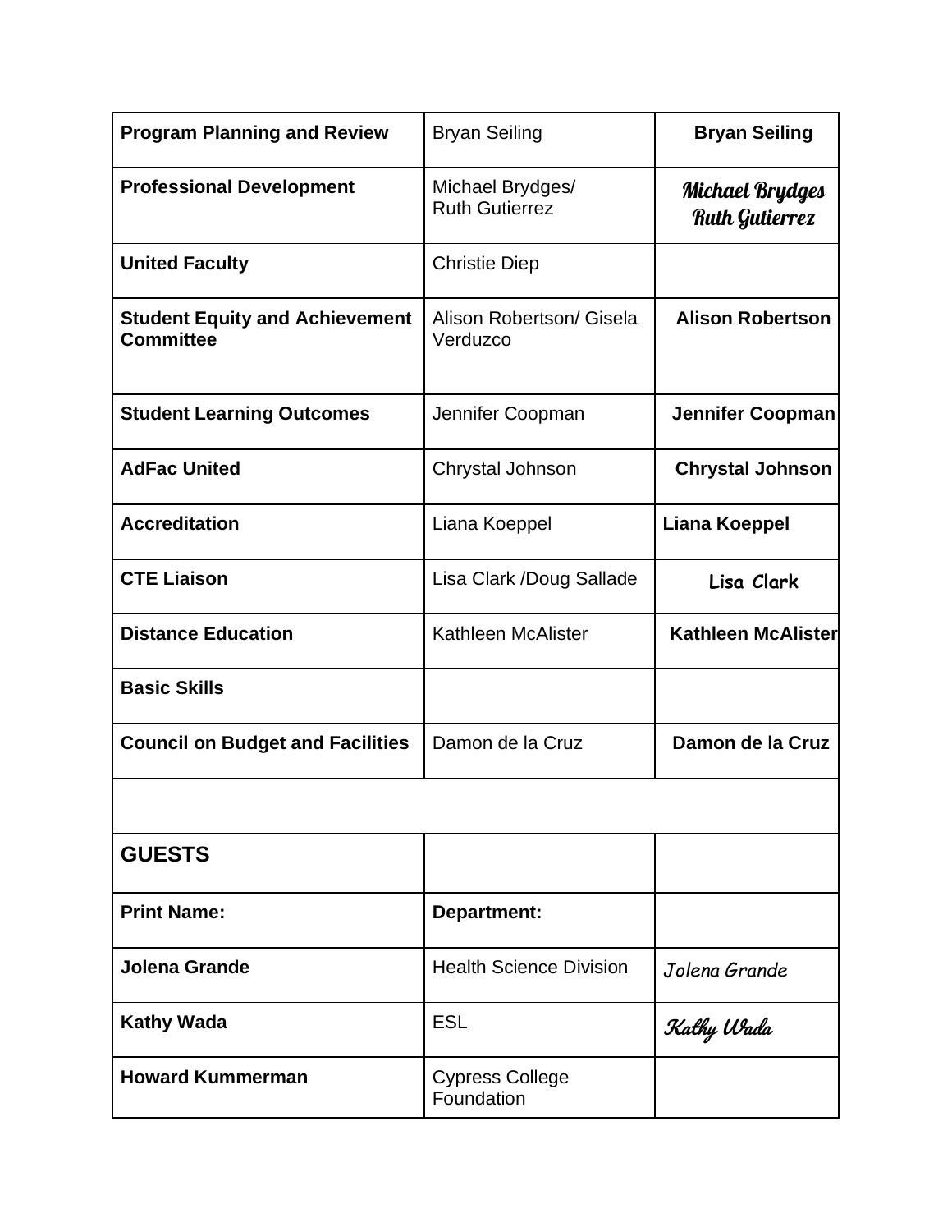| | | |
|---|---|---|
| **Program Planning and Review** | Bryan Seiling | **Bryan Seiling** |
| **Professional Development** | Michael Brydges/ Ruth Gutierrez | Michael Brydges Ruth Gutierrez |
| **United Faculty** | Christie Diep | |
| **Student Equity and Achievement Committee** | Alison Robertson/ Gisela Verduzco | **Alison Robertson** |
| **Student Learning Outcomes** | Jennifer Coopman | **Jennifer Coopman** |
| **AdFac United** | Chrystal Johnson | **Chrystal Johnson** |
| **Accreditation** | Liana Koeppel | **Liana Koeppel** |
| **CTE Liaison** | Lisa Clark /Doug Sallade | **Lisa Clark** |
| **Distance Education** | Kathleen McAlister | **Kathleen McAlister** |
| **Basic Skills** | | |
| **Council on Budget and Facilities** | Damon de la Cruz | **Damon de la Cruz** |
| | | |
| **GUESTS** | | |
| **Print Name:** | **Department:** | |
| **Jolena Grande** | Health Science Division | Jolena Grande |
| **Kathy Wada** | ESL | Kathy Wada |
| **Howard Kummerman** | Cypress College Foundation | |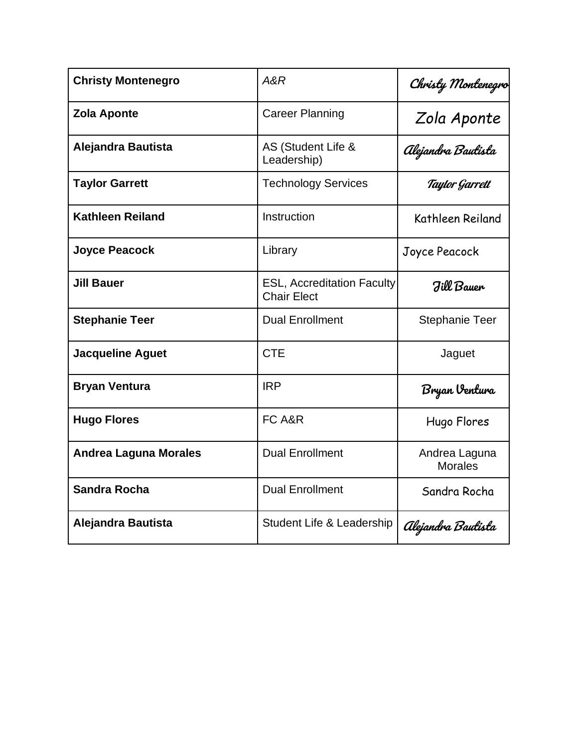| | | |
|---|---|---|
| **Christy Montenegro** | *A&R* | Christy Montenegro |
| **Zola Aponte** | Career Planning | Zola Aponte |
| **Alejandra Bautista** | AS (Student Life & Leadership) | Alejandra Bautista |
| **Taylor Garrett** | Technology Services | Taylor Garrett |
| **Kathleen Reiland** | Instruction | Kathleen Reiland |
| **Joyce Peacock** | Library | Joyce Peacock |
| **Jill Bauer** | ESL, Accreditation Faculty Chair Elect | Jill Bauer |
| **Stephanie Teer** | Dual Enrollment | Stephanie Teer |
| **Jacqueline Aguet** | CTE | Jaguet |
| **Bryan Ventura** | IRP | Bryan Ventura |
| **Hugo Flores** | FC A&R | Hugo Flores |
| **Andrea Laguna Morales** | Dual Enrollment | Andrea Laguna Morales |
| **Sandra Rocha** | Dual Enrollment | Sandra Rocha |
| **Alejandra Bautista** | Student Life & Leadership | Alejandra Bautista |